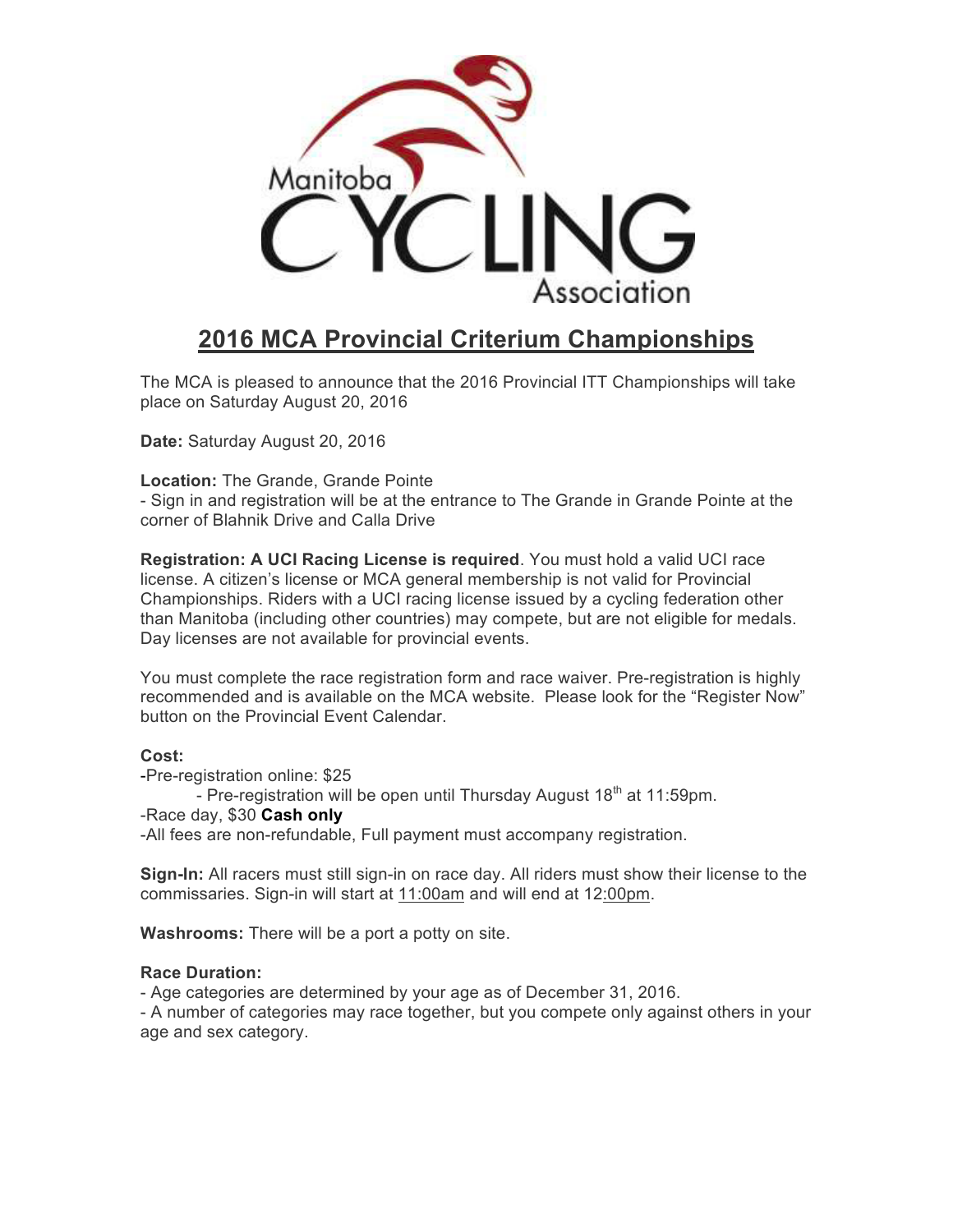# 2016 MCA Provincial Criterium Championships

The MCA is pleased to announce that the 2016 Provincial ITT Championships will take place on Saturday August 20, 2016

**Date:** Saturday August 20, 2016

**Location:** The Grande, Grande Pointe
- Sign in and registration will be at the entrance to The Grande in Grande Pointe at the corner of Blahnik Drive and Calla Drive

**Registration: A UCI Racing License is required**. You must hold a valid UCI race license. A citizen's license or MCA general membership is not valid for Provincial Championships. Riders with a UCI racing license issued by a cycling federation other than Manitoba (including other countries) may compete, but are not eligible for medals. Day licenses are not available for provincial events.

You must complete the race registration form and race waiver. Pre-registration is highly recommended and is available on the MCA website. Please look for the "Register Now" button on the Provincial Event Calendar.

**Cost:**
-Pre-registration online: $25
- Pre-registration will be open until Thursday August 18th at 11:59pm.

-Race day, $30 **Cash only**
-All fees are non-refundable, Full payment must accompany registration.

**Sign-In:** All racers must still sign-in on race day. All riders must show their license to the commissaries. Sign-in will start at 11:00am and will end at 12:00pm.

**Washrooms:** There will be a port a potty on site.

**Race Duration:**
- Age categories are determined by your age as of December 31, 2016.
- A number of categories may race together, but you compete only against others in your age and sex category.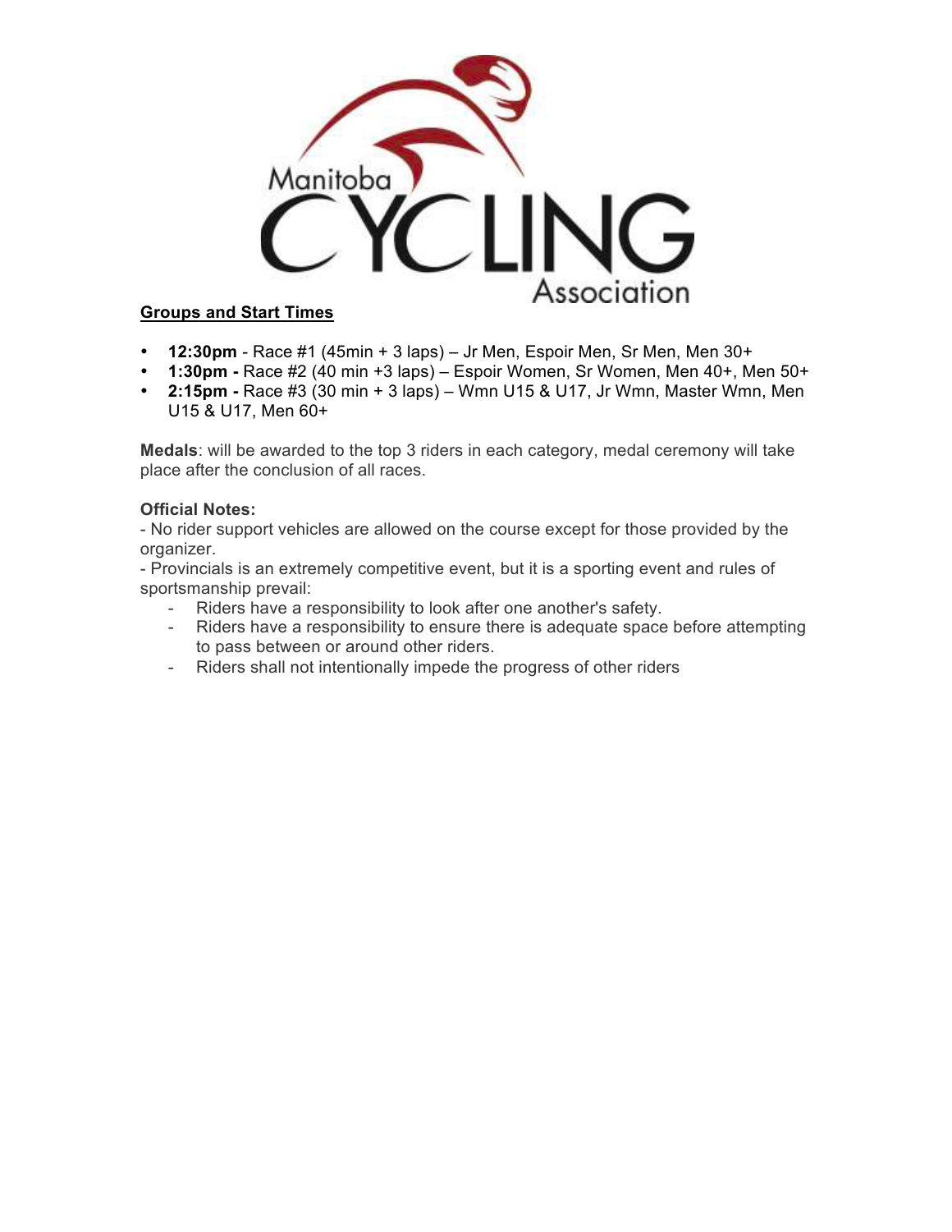## Groups and Start Times

- **12:30pm** - Race #1 (45min + 3 laps) – Jr Men, Espoir Men, Sr Men, Men 30+
- **1:30pm -** Race #2 (40 min +3 laps) – Espoir Women, Sr Women, Men 40+, Men 50+
- **2:15pm -** Race #3 (30 min + 3 laps) – Wmn U15 & U17, Jr Wmn, Master Wmn, Men U15 & U17, Men 60+

**Medals**: will be awarded to the top 3 riders in each category, medal ceremony will take place after the conclusion of all races.

**Official Notes:**

- No rider support vehicles are allowed on the course except for those provided by the organizer.

- Provincials is an extremely competitive event, but it is a sporting event and rules of sportsmanship prevail:

  - Riders have a responsibility to look after one another's safety.
  - Riders have a responsibility to ensure there is adequate space before attempting to pass between or around other riders.
  - Riders shall not intentionally impede the progress of other riders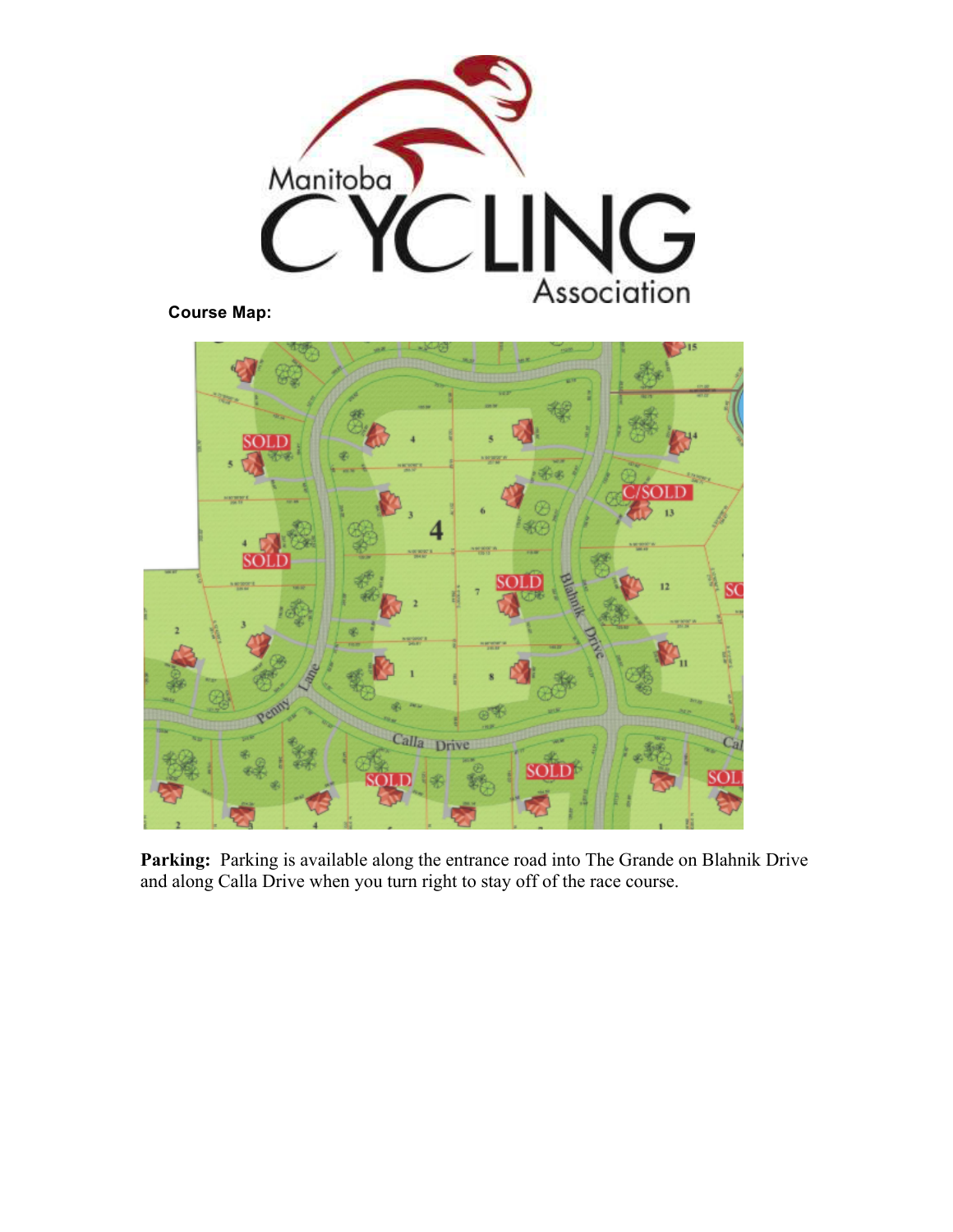**Course Map:**

**Parking:** Parking is available along the entrance road into The Grande on Blahnik Drive and along Calla Drive when you turn right to stay off of the race course.